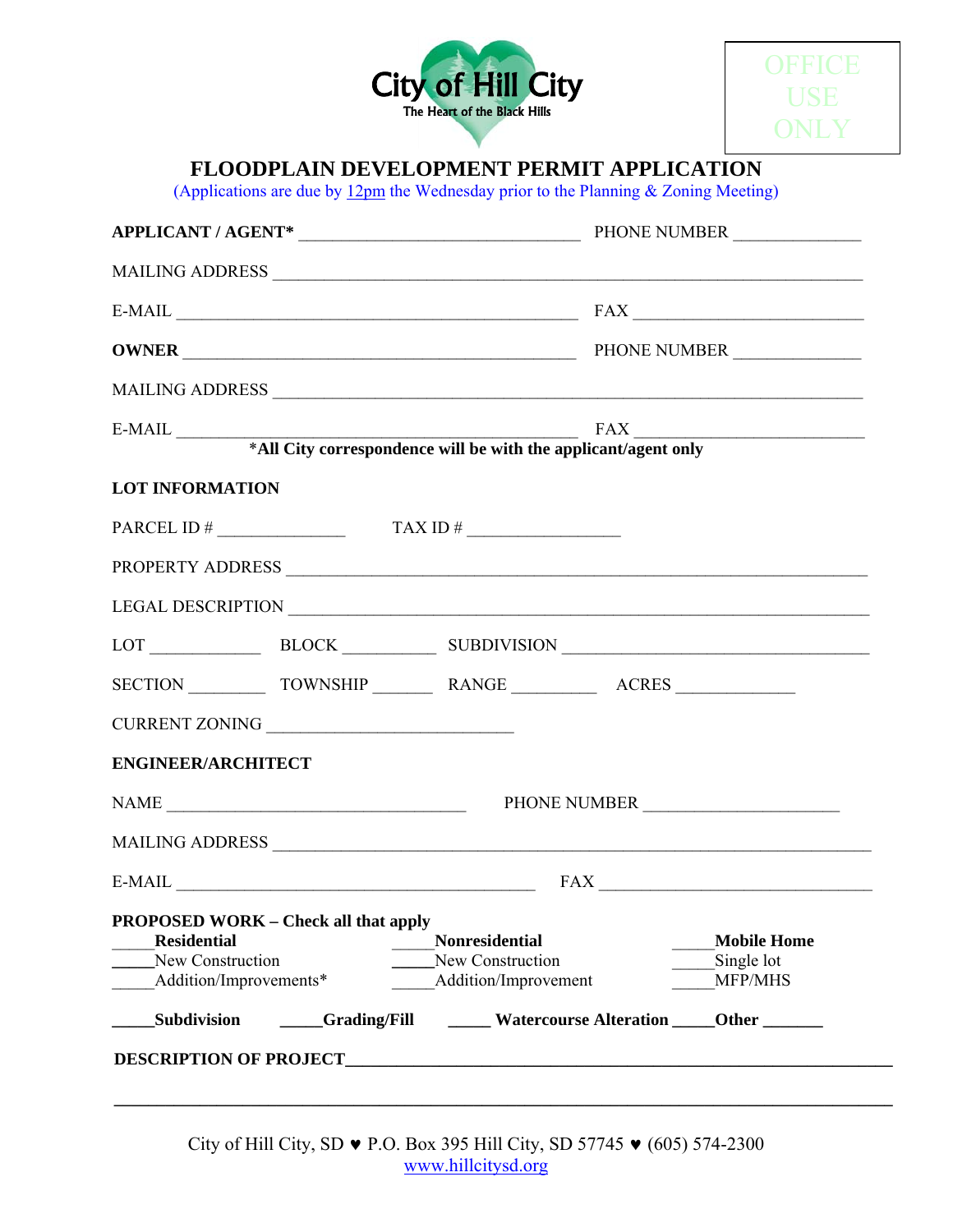City of Hill City
The Heart of the Black Hills

OFFICE USE ONLY

# FLOODPLAIN DEVELOPMENT PERMIT APPLICATION

(Applications are due by 12pm the Wednesday prior to the Planning & Zoning Meeting)

**APPLICANT / AGENT*** ______________________________ PHONE NUMBER ______________

MAILING ADDRESS ______________________________________________________________

E-MAIL ____________________________________________ FAX _________________________

**OWNER** __________________________________________ PHONE NUMBER ______________

MAILING ADDRESS ______________________________________________________________

E-MAIL ____________________________________________ FAX _________________________

**\*All City correspondence will be with the applicant/agent only**

**LOT INFORMATION**

PARCEL ID # ______________ TAX ID # ________________

PROPERTY ADDRESS ____________________________________________________________

LEGAL DESCRIPTION ___________________________________________________________

LOT ____________ BLOCK __________ SUBDIVISION _________________________________

SECTION ________ TOWNSHIP _______ RANGE _________ ACRES _____________

CURRENT ZONING ___________________________

**ENGINEER/ARCHITECT**

NAME _________________________________ PHONE NUMBER _____________________

MAILING ADDRESS ______________________________________________________________

E-MAIL ________________________________________ FAX ______________________________

**PROPOSED WORK – Check all that apply**

| _____**Residential** | _____**Nonresidential** | _____**Mobile Home** |
|---|---|---|
| _____New Construction | _____New Construction | _____Single lot |
| _____Addition/Improvements* | _____Addition/Improvement | _____MFP/MHS |

_____**Subdivision** _____**Grading/Fill** _____ **Watercourse Alteration** _____**Other** _______

**DESCRIPTION OF PROJECT**______________________________________________________

_____________________________________________________________________________

City of Hill City, SD ♥ P.O. Box 395 Hill City, SD 57745 ♥ (605) 574-2300
www.hillcitysd.org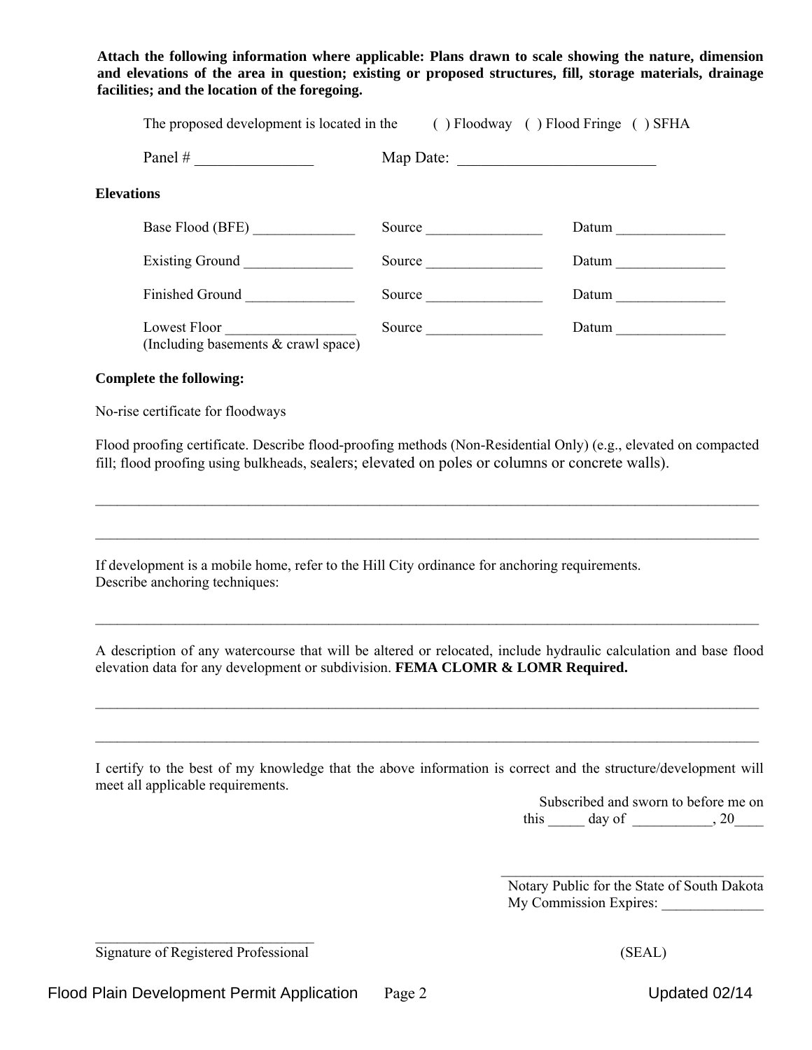**Attach the following information where applicable: Plans drawn to scale showing the nature, dimension and elevations of the area in question; existing or proposed structures, fill, storage materials, drainage facilities; and the location of the foregoing.**

The proposed development is located in the ( ) Floodway ( ) Flood Fringe ( ) SFHA

Panel # _______________ Map Date: _________________________

**Elevations**

Base Flood (BFE) ______________ Source ________________ Datum _______________

Existing Ground _______________ Source ________________ Datum _______________

Finished Ground _______________ Source ________________ Datum _______________

Lowest Floor __________________ Source ________________ Datum _______________
(Including basements & crawl space)

**Complete the following:**

No-rise certificate for floodways

Flood proofing certificate. Describe flood-proofing methods (Non-Residential Only) (e.g., elevated on compacted fill; flood proofing using bulkheads, sealers; elevated on poles or columns or concrete walls).

_____________________________________________________________________________________

_____________________________________________________________________________________

If development is a mobile home, refer to the Hill City ordinance for anchoring requirements.
Describe anchoring techniques:

_____________________________________________________________________________________

A description of any watercourse that will be altered or relocated, include hydraulic calculation and base flood elevation data for any development or subdivision. **FEMA CLOMR & LOMR Required.**

_____________________________________________________________________________________

_____________________________________________________________________________________

I certify to the best of my knowledge that the above information is correct and the structure/development will meet all applicable requirements.

Subscribed and sworn to before me on
this _____ day of ___________, 20____

_________________________________
Notary Public for the State of South Dakota
My Commission Expires: ______________

_______________________________
Signature of Registered Professional (SEAL)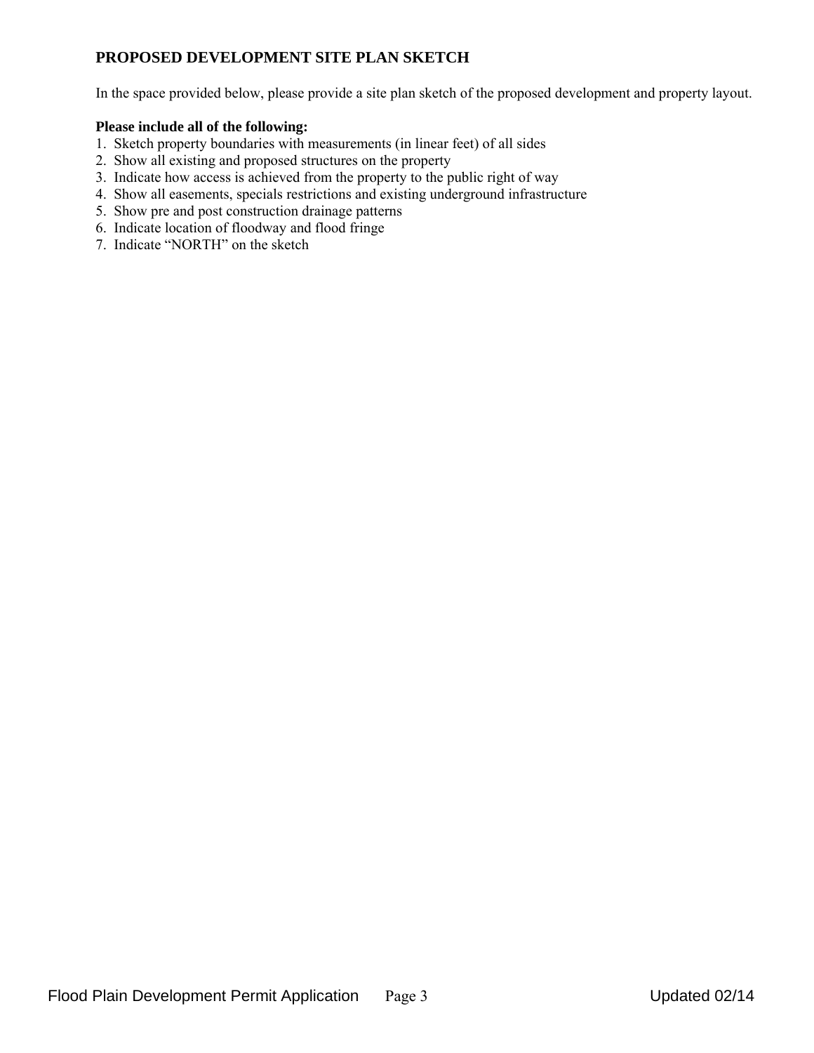## PROPOSED DEVELOPMENT SITE PLAN SKETCH

In the space provided below, please provide a site plan sketch of the proposed development and property layout.

**Please include all of the following:**

1. Sketch property boundaries with measurements (in linear feet) of all sides
2. Show all existing and proposed structures on the property
3. Indicate how access is achieved from the property to the public right of way
4. Show all easements, specials restrictions and existing underground infrastructure
5. Show pre and post construction drainage patterns
6. Indicate location of floodway and flood fringe
7. Indicate "NORTH" on the sketch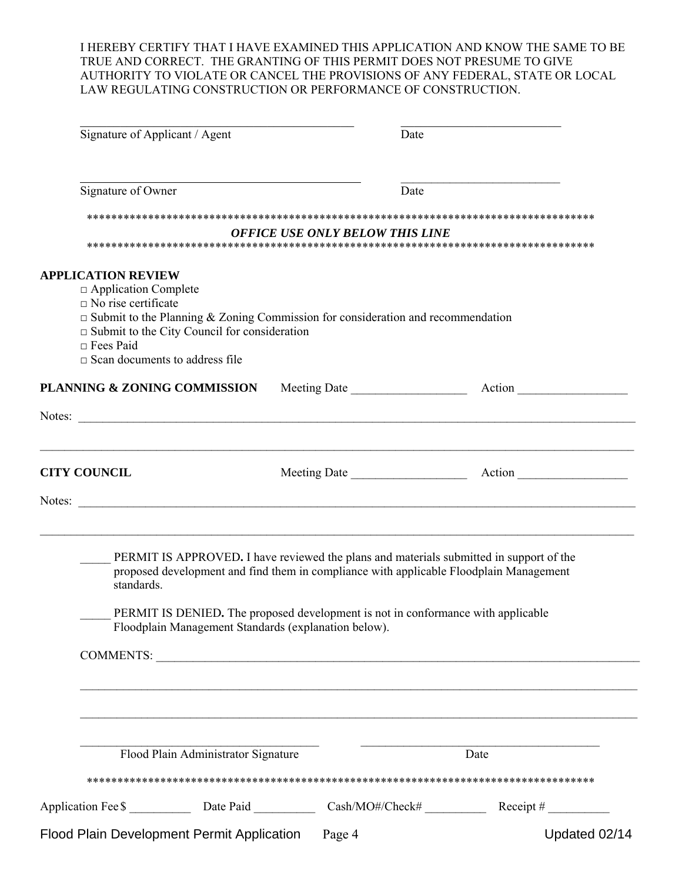I HEREBY CERTIFY THAT I HAVE EXAMINED THIS APPLICATION AND KNOW THE SAME TO BE TRUE AND CORRECT. THE GRANTING OF THIS PERMIT DOES NOT PRESUME TO GIVE AUTHORITY TO VIOLATE OR CANCEL THE PROVISIONS OF ANY FEDERAL, STATE OR LOCAL LAW REGULATING CONSTRUCTION OR PERFORMANCE OF CONSTRUCTION.

_______________________________________________ ___________________________

Signature of Applicant / Agent Date

_______________________________________________ ___________________________

Signature of Owner Date

*************************************************************************************

***OFFICE USE ONLY BELOW THIS LINE***

*************************************************************************************

**APPLICATION REVIEW**

- □ Application Complete
- □ No rise certificate
- □ Submit to the Planning & Zoning Commission for consideration and recommendation
- □ Submit to the City Council for consideration
- □ Fees Paid
- □ Scan documents to address file

**PLANNING & ZONING COMMISSION** Meeting Date ___________________ Action __________________

Notes: ______________________________________________________________________________________________

_____________________________________________________________________________________________________

**CITY COUNCIL** Meeting Date ___________________ Action __________________

Notes: ______________________________________________________________________________________________

_____________________________________________________________________________________________________

_____ PERMIT IS APPROVED**.** I have reviewed the plans and materials submitted in support of the proposed development and find them in compliance with applicable Floodplain Management standards.

_____ PERMIT IS DENIED**.** The proposed development is not in conformance with applicable Floodplain Management Standards (explanation below).

COMMENTS: _______________________________________________________________________________

_____________________________________________________________________________________________

_____________________________________________________________________________________________

_______________________________________ _______________________________________

Flood Plain Administrator Signature Date

*************************************************************************************

Application Fee $ __________ Date Paid __________ Cash/MO#/Check# __________ Receipt # __________